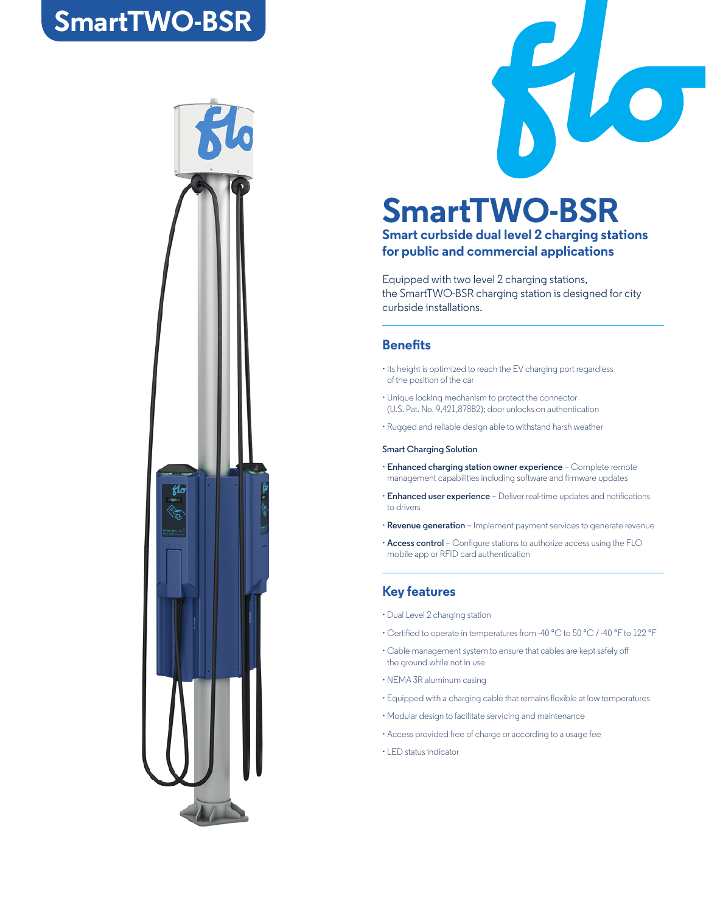# SmartTWO-BSR

## Smart curbside dual level 2 charging stations for public and commercial applications

Equipped with two level 2 charging stations, the SmartTWO-BSR charging station is designed for city curbside installations.

## Benefits

- Its height is optimized to reach the EV charging port regardless of the position of the car
- Unique locking mechanism to protect the connector (U.S. Pat. No. 9,421,878B2); door unlocks on authentication
- Rugged and reliable design able to withstand harsh weather

### Smart Charging Solution

- **Enhanced charging station owner experience** – Complete remote management capabilities including software and firmware updates
- **Enhanced user experience** – Deliver real-time updates and notifications to drivers
- **Revenue generation** – Implement payment services to generate revenue
- **Access control** – Configure stations to authorize access using the FLO mobile app or RFID card authentication

## Key features

- Dual Level 2 charging station
- Certified to operate in temperatures from -40 °C to 50 °C / -40 °F to 122 °F
- Cable management system to ensure that cables are kept safely off the ground while not in use
- NEMA 3R aluminum casing
- Equipped with a charging cable that remains flexible at low temperatures
- Modular design to facilitate servicing and maintenance
- Access provided free of charge or according to a usage fee
- LED status indicator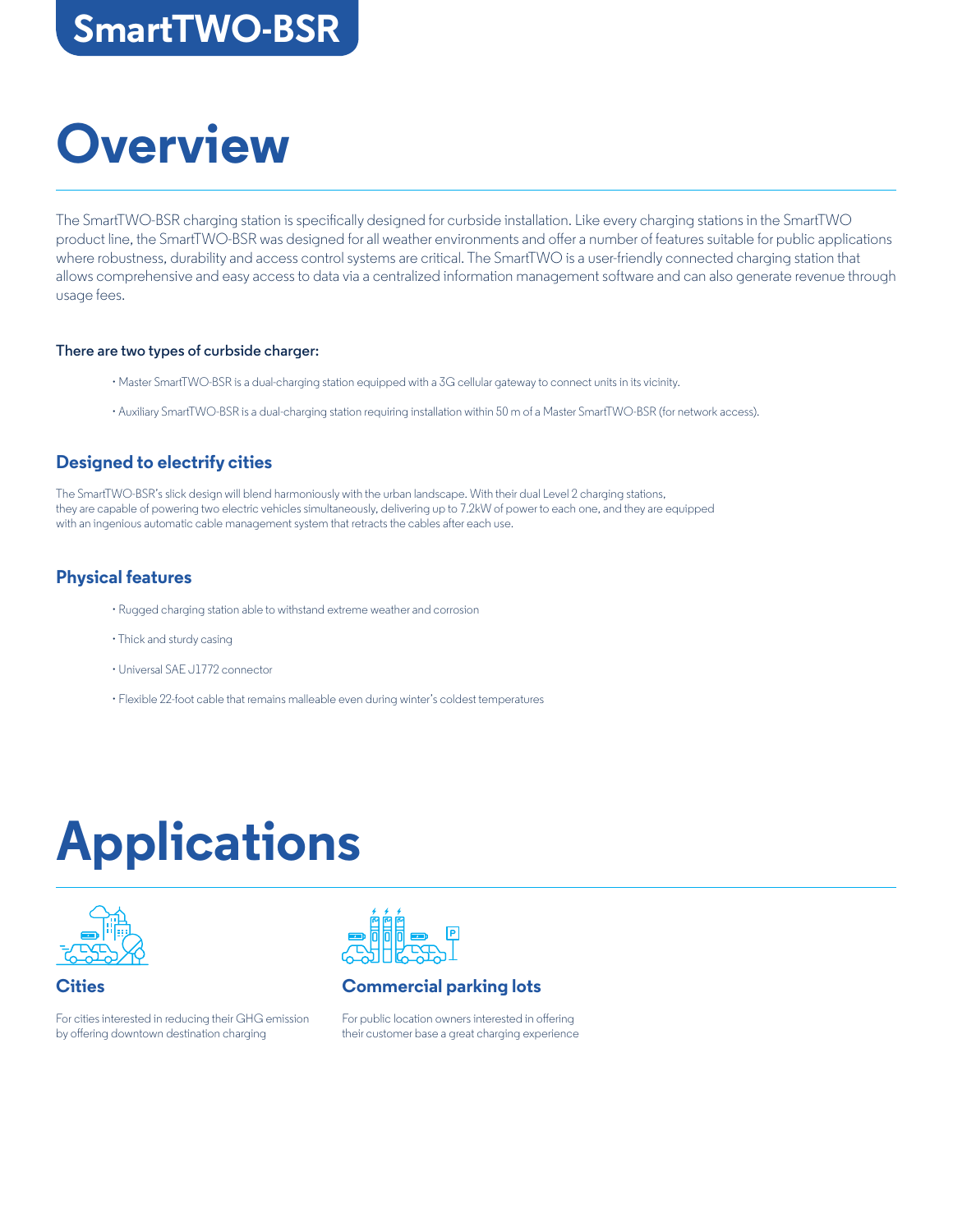# SmartTWO-BSR

# Overview

The SmartTWO-BSR charging station is specifically designed for curbside installation. Like every charging stations in the SmartTWO product line, the SmartTWO-BSR was designed for all weather environments and offer a number of features suitable for public applications where robustness, durability and access control systems are critical. The SmartTWO is a user-friendly connected charging station that allows comprehensive and easy access to data via a centralized information management software and can also generate revenue through usage fees.

**There are two types of curbside charger:**

- Master SmartTWO-BSR is a dual-charging station equipped with a 3G cellular gateway to connect units in its vicinity.
- Auxiliary SmartTWO-BSR is a dual-charging station requiring installation within 50 m of a Master SmartTWO-BSR (for network access).

### Designed to electrify cities

The SmartTWO-BSR's slick design will blend harmoniously with the urban landscape. With their dual Level 2 charging stations, they are capable of powering two electric vehicles simultaneously, delivering up to 7.2kW of power to each one, and they are equipped with an ingenious automatic cable management system that retracts the cables after each use.

### Physical features

- Rugged charging station able to withstand extreme weather and corrosion
- Thick and sturdy casing
- Universal SAE J1772 connector
- Flexible 22-foot cable that remains malleable even during winter's coldest temperatures

# Applications

### Cities

For cities interested in reducing their GHG emission by offering downtown destination charging

### Commercial parking lots

For public location owners interested in offering their customer base a great charging experience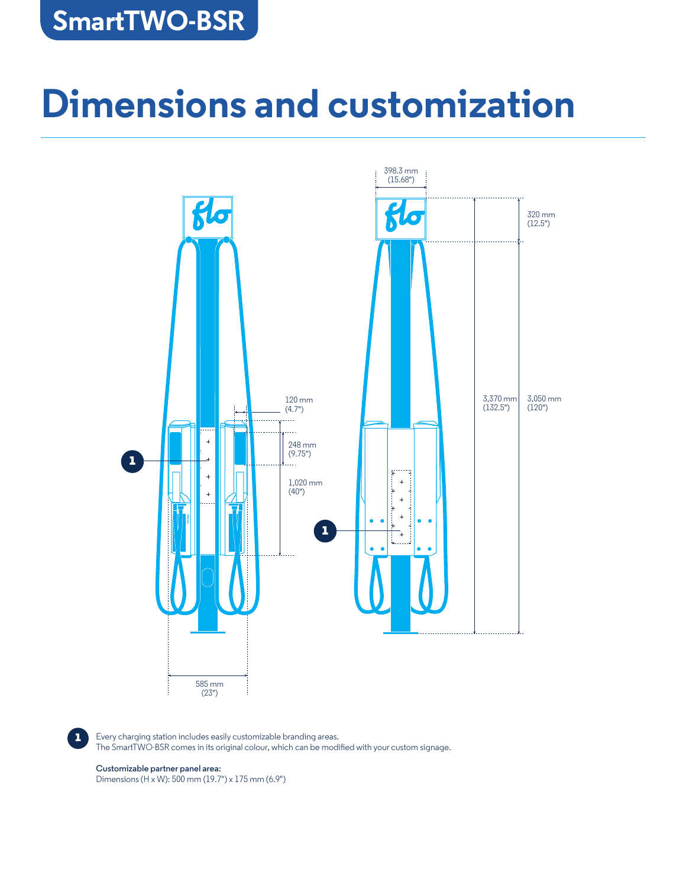SmartTWO-BSR

# Dimensions and customization

398.3 mm (15.68")

320 mm (12.5")

120 mm (4.7")

248 mm (9.75")

1,020 mm (40")

3,370 mm (132.5")

3,050 mm (120")

585 mm (23")

**1** Every charging station includes easily customizable branding areas.
The SmartTWO-BSR comes in its original colour, which can be modified with your custom signage.

**Customizable partner panel area:**
Dimensions (H x W): 500 mm (19.7") x 175 mm (6.9")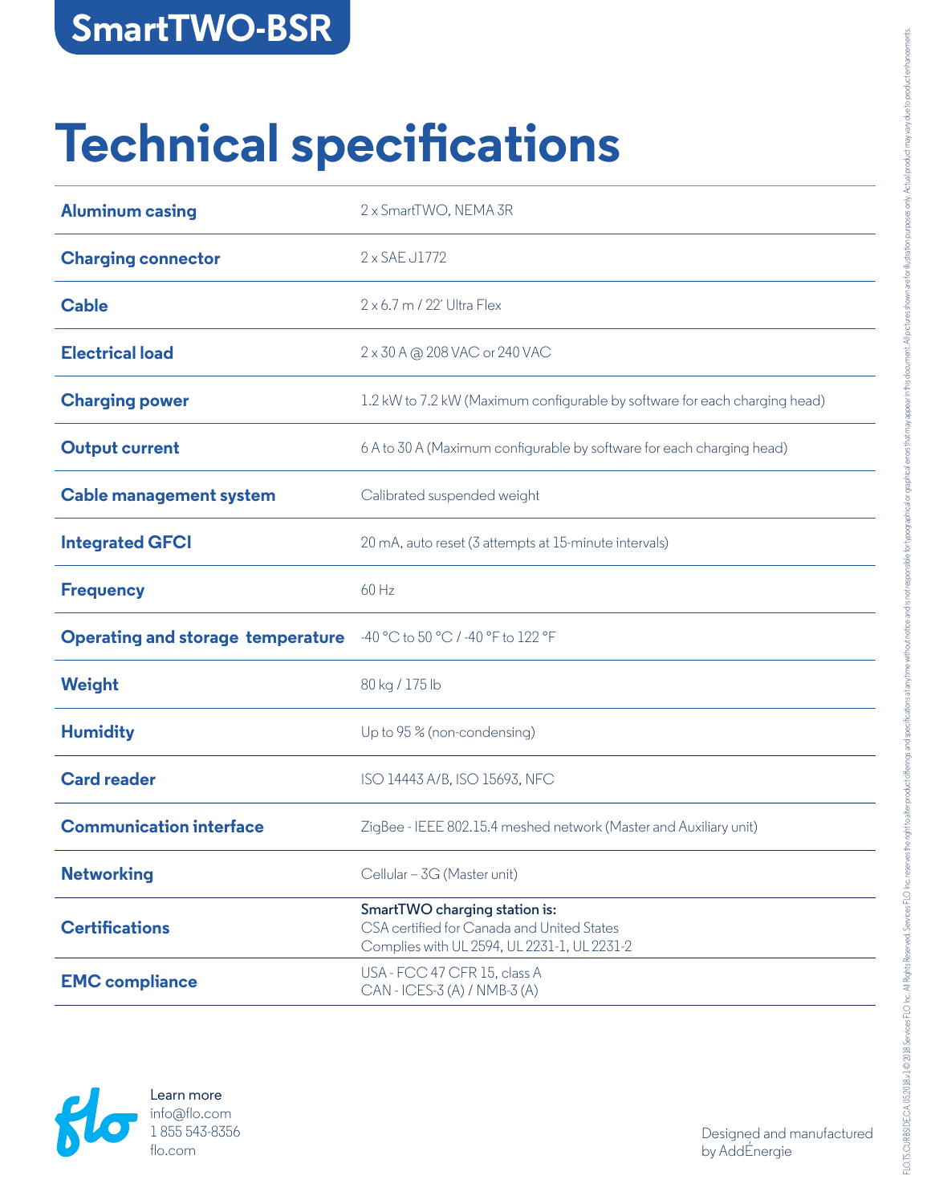SmartTWO-BSR

# Technical specifications

| | |
|---|---|
| **Aluminum casing** | 2 x SmartTWO, NEMA 3R |
| **Charging connector** | 2 x SAE J1772 |
| **Cable** | 2 x 6.7 m / 22′ Ultra Flex |
| **Electrical load** | 2 x 30 A @ 208 VAC or 240 VAC |
| **Charging power** | 1.2 kW to 7.2 kW (Maximum configurable by software for each charging head) |
| **Output current** | 6 A to 30 A (Maximum configurable by software for each charging head) |
| **Cable management system** | Calibrated suspended weight |
| **Integrated GFCI** | 20 mA, auto reset (3 attempts at 15-minute intervals) |
| **Frequency** | 60 Hz |
| **Operating and storage temperature** | -40 °C to 50 °C / -40 °F to 122 °F |
| **Weight** | 80 kg / 175 lb |
| **Humidity** | Up to 95 % (non-condensing) |
| **Card reader** | ISO 14443 A/B, ISO 15693, NFC |
| **Communication interface** | ZigBee - IEEE 802.15.4 meshed network (Master and Auxiliary unit) |
| **Networking** | Cellular – 3G (Master unit) |
| **Certifications** | SmartTWO charging station is:<br>CSA certified for Canada and United States<br>Complies with UL 2594, UL 2231-1, UL 2231-2 |
| **EMC compliance** | USA - FCC 47 CFR 15, class A<br>CAN - ICES-3 (A) / NMB-3 (A) |

flo

Learn more
info@flo.com
1 855 543-8356
flo.com

Designed and manufactured by AddÉnergie

FLO.TS.CURBSIDE.CA.05.2018.v1 © 2018 Services FLO Inc. All Rights Reserved. Services FLO Inc. reserves the right to alter product offerings and specifications at any time without notice and is not responsible for typographical or graphical errors that may appear in this document. All pictures shown are for illustration purposes only. Actual product may vary due to product enhancements.